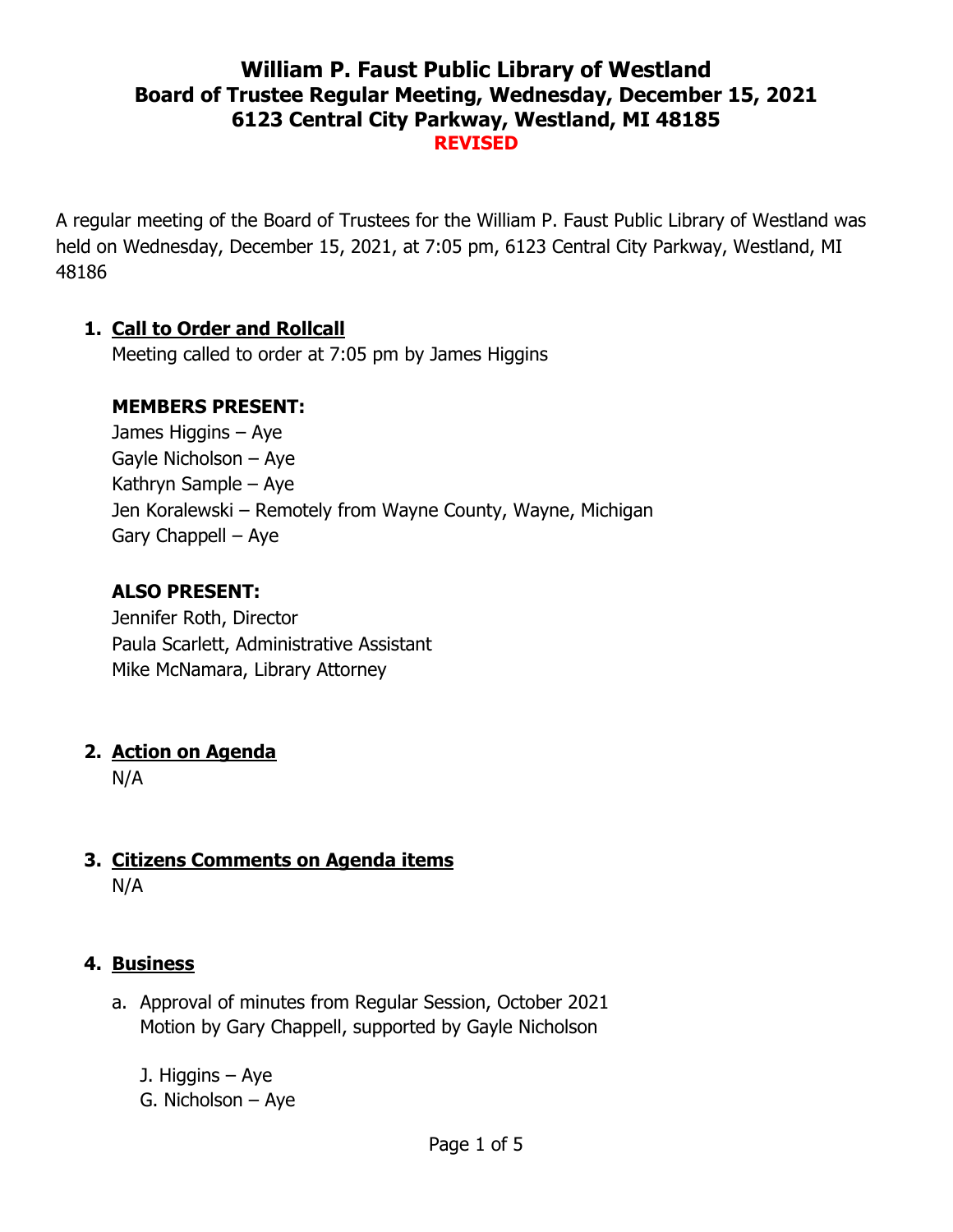# William P. Faust Public Library of Westland
## Board of Trustee Regular Meeting, Wednesday, December 15, 2021
## 6123 Central City Parkway, Westland, MI 48185
**REVISED**

A regular meeting of the Board of Trustees for the William P. Faust Public Library of Westland was held on Wednesday, December 15, 2021, at 7:05 pm, 6123 Central City Parkway, Westland, MI 48186

1. **Call to Order and Rollcall**
   Meeting called to order at 7:05 pm by James Higgins

   **MEMBERS PRESENT:**
   James Higgins – Aye
   Gayle Nicholson – Aye
   Kathryn Sample – Aye
   Jen Koralewski – Remotely from Wayne County, Wayne, Michigan
   Gary Chappell – Aye

   **ALSO PRESENT:**
   Jennifer Roth, Director
   Paula Scarlett, Administrative Assistant
   Mike McNamara, Library Attorney

2. **Action on Agenda**
   N/A

3. **Citizens Comments on Agenda items**
   N/A

4. **Business**

   a. Approval of minutes from Regular Session, October 2021
      Motion by Gary Chappell, supported by Gayle Nicholson

      J. Higgins – Aye
      G. Nicholson – Aye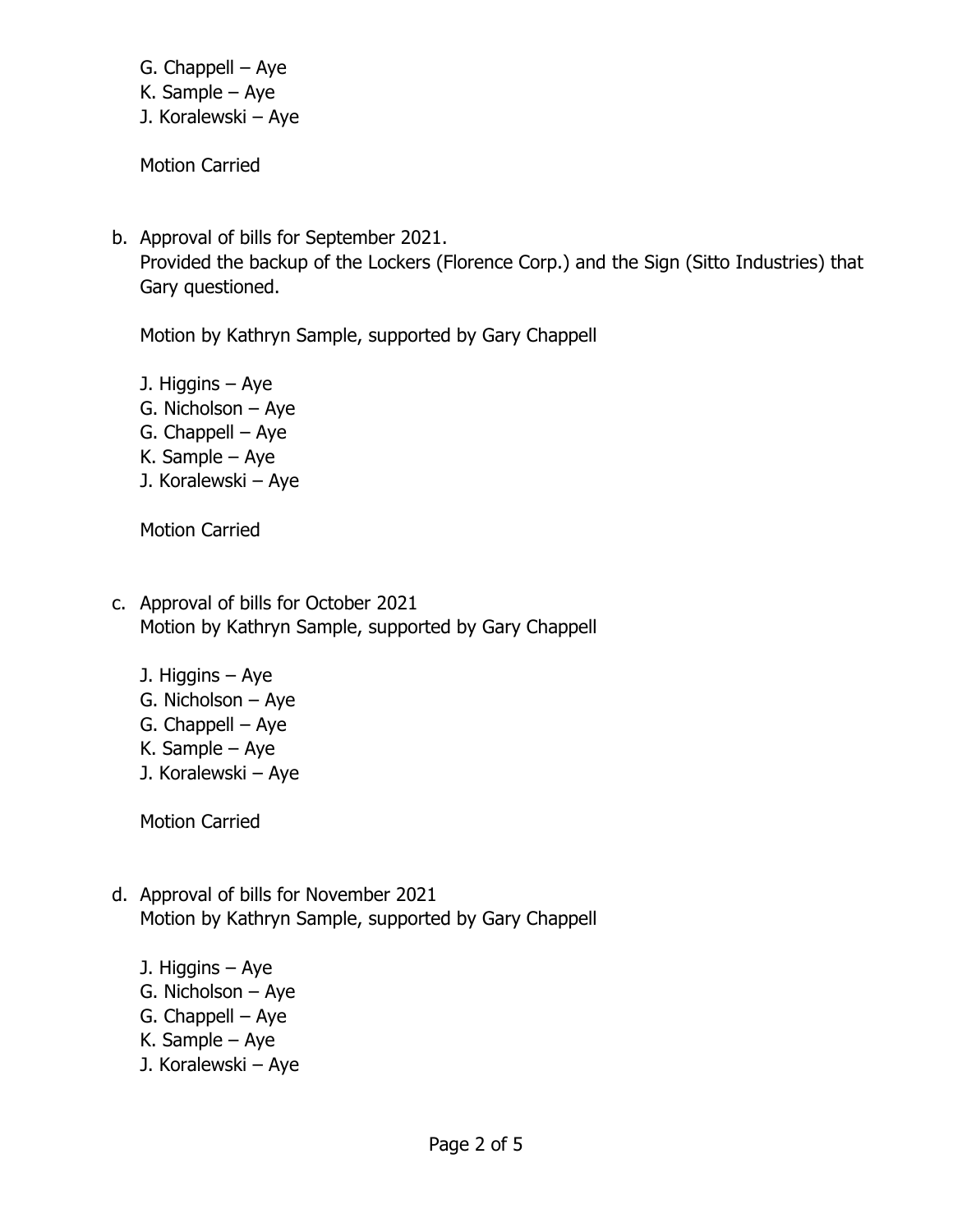G. Chappell – Aye
K. Sample – Aye
J. Koralewski – Aye

Motion Carried

b. Approval of bills for September 2021.
   Provided the backup of the Lockers (Florence Corp.) and the Sign (Sitto Industries) that Gary questioned.

   Motion by Kathryn Sample, supported by Gary Chappell

   J. Higgins – Aye
   G. Nicholson – Aye
   G. Chappell – Aye
   K. Sample – Aye
   J. Koralewski – Aye

   Motion Carried

c. Approval of bills for October 2021
   Motion by Kathryn Sample, supported by Gary Chappell

   J. Higgins – Aye
   G. Nicholson – Aye
   G. Chappell – Aye
   K. Sample – Aye
   J. Koralewski – Aye

   Motion Carried

d. Approval of bills for November 2021
   Motion by Kathryn Sample, supported by Gary Chappell

   J. Higgins – Aye
   G. Nicholson – Aye
   G. Chappell – Aye
   K. Sample – Aye
   J. Koralewski – Aye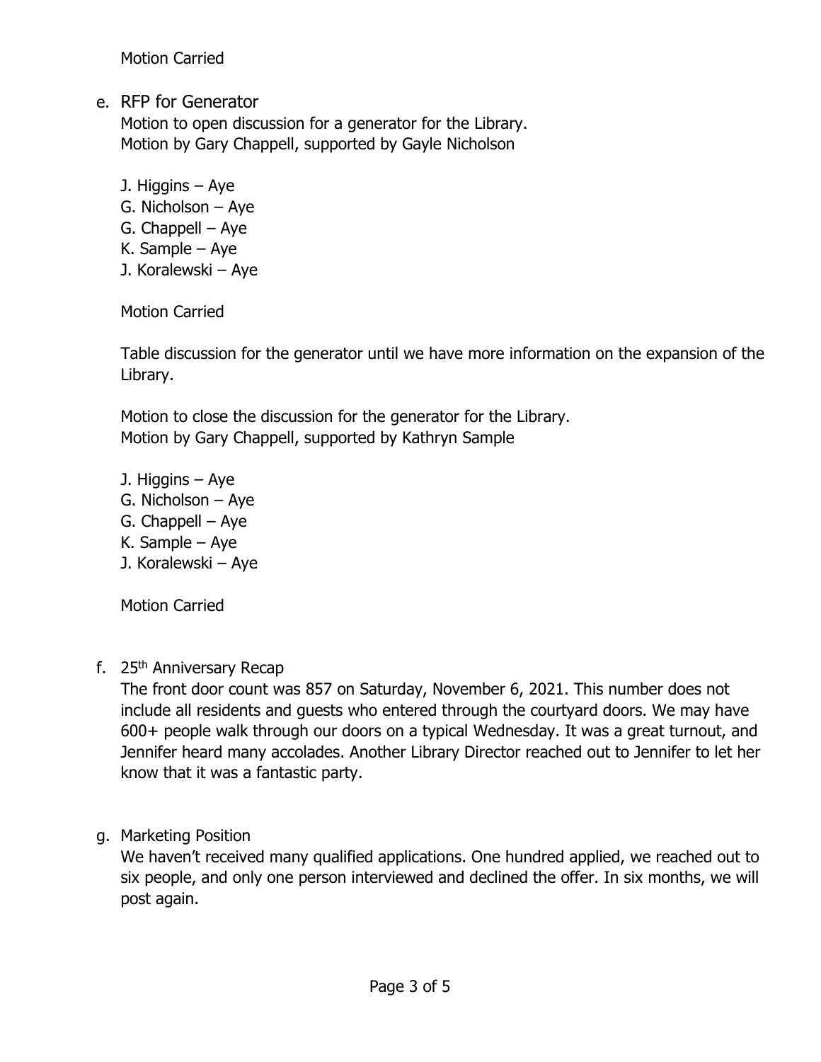Motion Carried

e. RFP for Generator

Motion to open discussion for a generator for the Library.
Motion by Gary Chappell, supported by Gayle Nicholson

J. Higgins – Aye
G. Nicholson – Aye
G. Chappell – Aye
K. Sample – Aye
J. Koralewski – Aye

Motion Carried

Table discussion for the generator until we have more information on the expansion of the Library.

Motion to close the discussion for the generator for the Library.
Motion by Gary Chappell, supported by Kathryn Sample

J. Higgins – Aye
G. Nicholson – Aye
G. Chappell – Aye
K. Sample – Aye
J. Koralewski – Aye

Motion Carried

f. 25th Anniversary Recap

The front door count was 857 on Saturday, November 6, 2021. This number does not include all residents and guests who entered through the courtyard doors. We may have 600+ people walk through our doors on a typical Wednesday. It was a great turnout, and Jennifer heard many accolades. Another Library Director reached out to Jennifer to let her know that it was a fantastic party.

g. Marketing Position

We haven't received many qualified applications. One hundred applied, we reached out to six people, and only one person interviewed and declined the offer. In six months, we will post again.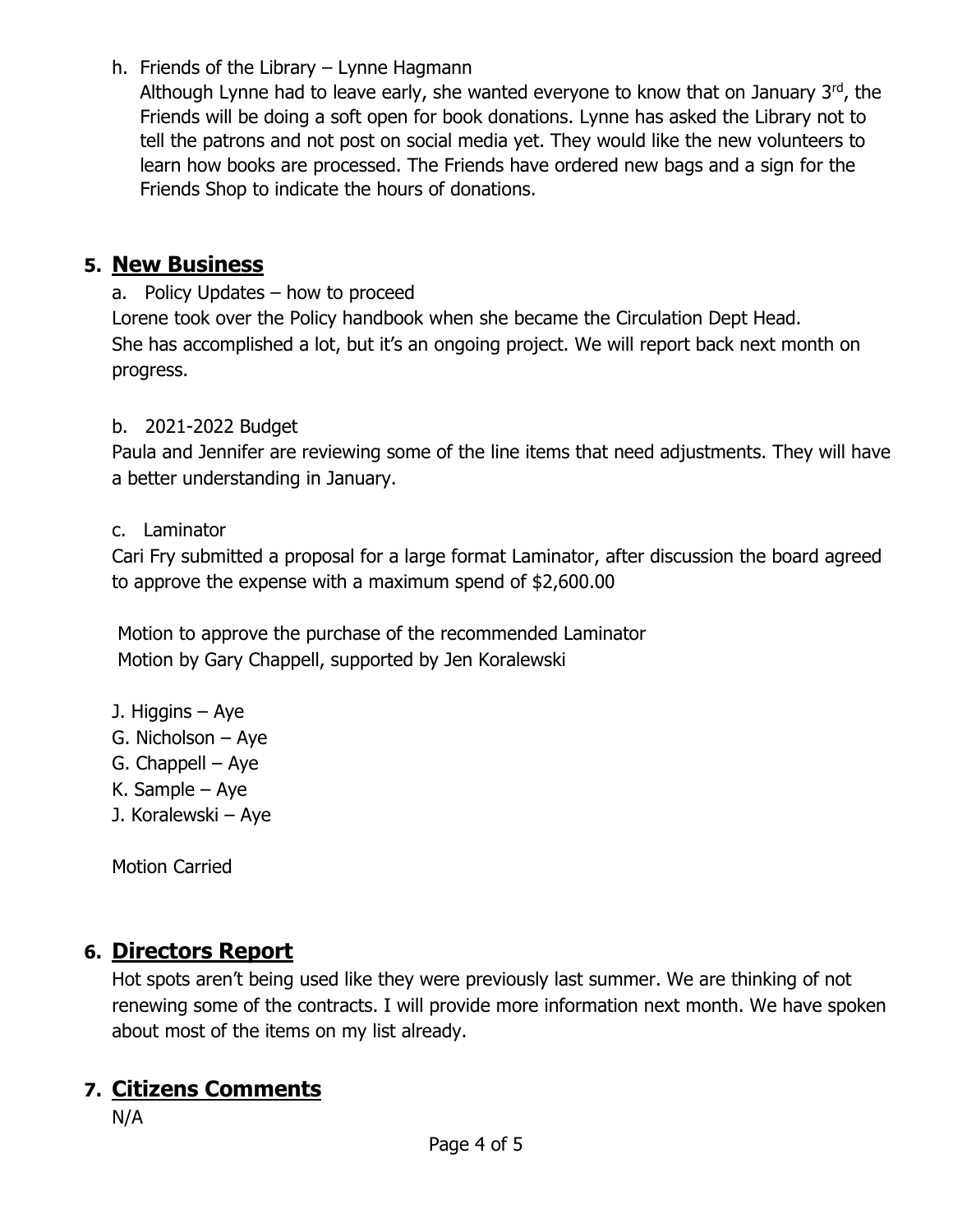h. Friends of the Library – Lynne Hagmann

Although Lynne had to leave early, she wanted everyone to know that on January 3rd, the Friends will be doing a soft open for book donations. Lynne has asked the Library not to tell the patrons and not post on social media yet. They would like the new volunteers to learn how books are processed. The Friends have ordered new bags and a sign for the Friends Shop to indicate the hours of donations.

## 5. New Business

a. Policy Updates – how to proceed

Lorene took over the Policy handbook when she became the Circulation Dept Head. She has accomplished a lot, but it's an ongoing project. We will report back next month on progress.

b. 2021-2022 Budget

Paula and Jennifer are reviewing some of the line items that need adjustments. They will have a better understanding in January.

c. Laminator

Cari Fry submitted a proposal for a large format Laminator, after discussion the board agreed to approve the expense with a maximum spend of $2,600.00

Motion to approve the purchase of the recommended Laminator
Motion by Gary Chappell, supported by Jen Koralewski

J. Higgins – Aye
G. Nicholson – Aye
G. Chappell – Aye
K. Sample – Aye
J. Koralewski – Aye

Motion Carried

## 6. Directors Report

Hot spots aren't being used like they were previously last summer. We are thinking of not renewing some of the contracts. I will provide more information next month. We have spoken about most of the items on my list already.

## 7. Citizens Comments

N/A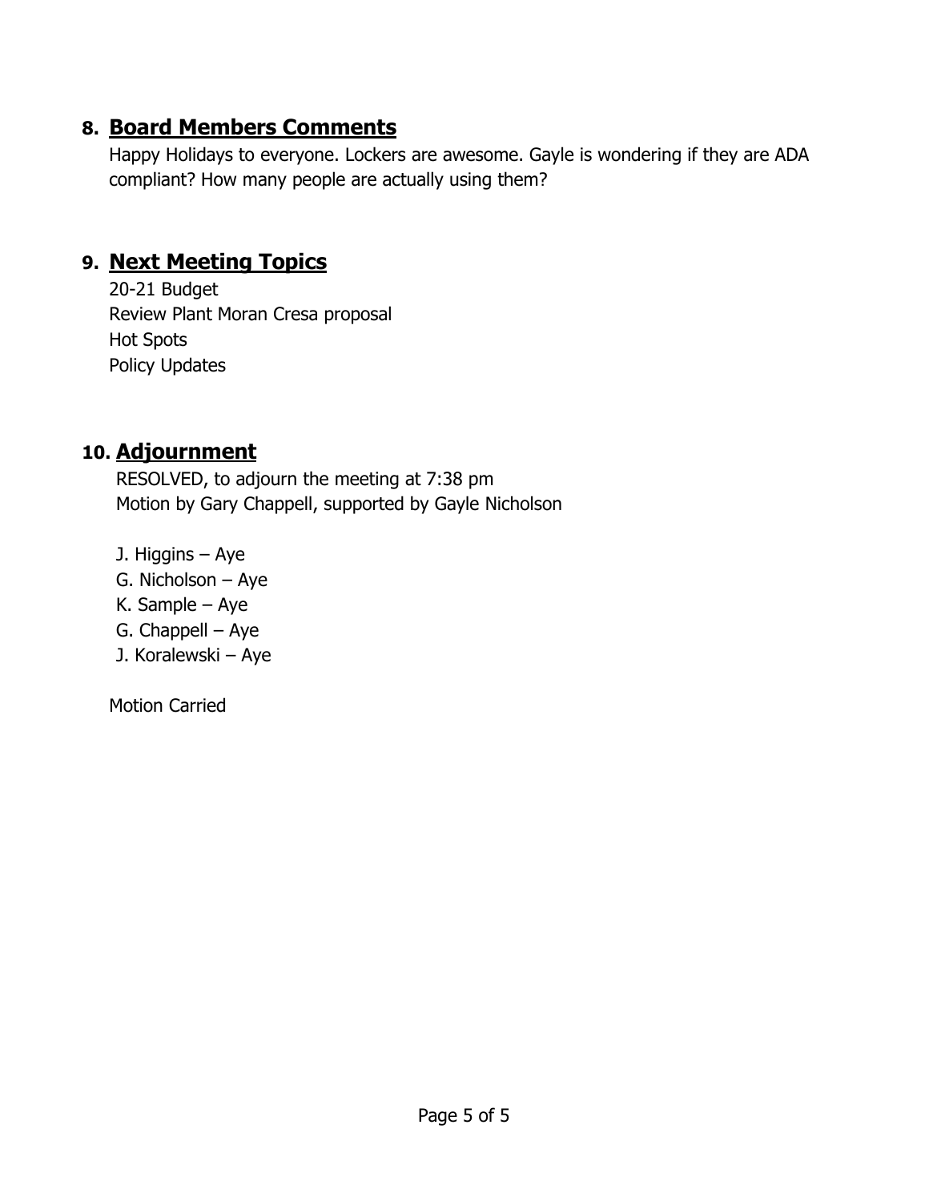## 8. Board Members Comments

Happy Holidays to everyone. Lockers are awesome. Gayle is wondering if they are ADA compliant? How many people are actually using them?

## 9. Next Meeting Topics

20-21 Budget
Review Plant Moran Cresa proposal
Hot Spots
Policy Updates

## 10. Adjournment

RESOLVED, to adjourn the meeting at 7:38 pm
Motion by Gary Chappell, supported by Gayle Nicholson

J. Higgins – Aye
G. Nicholson – Aye
K. Sample – Aye
G. Chappell – Aye
J. Koralewski – Aye

Motion Carried